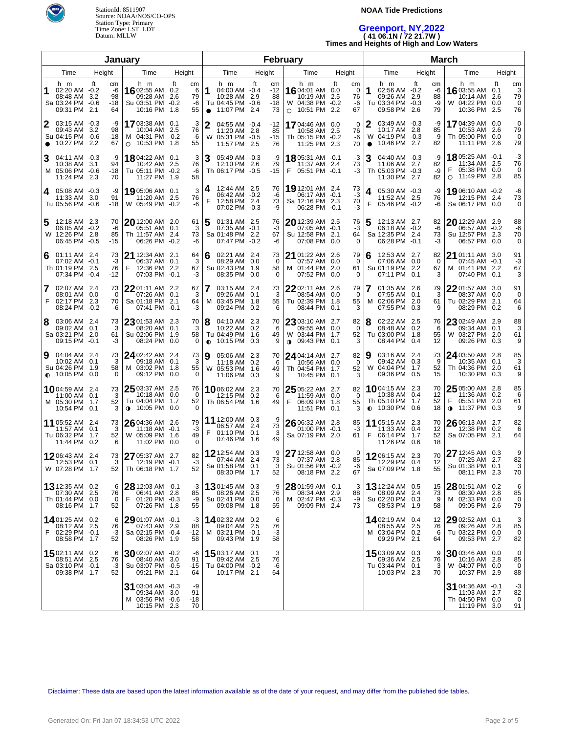StationId: 8511907
Source: NOAA/NOS/CO-OPS
Station Type: Primary
Time Zone: LST_LDT
Datum: MLLW

**NOAA Tide Predictions**

# Greenport, NY,2022

**( 41 06.1N / 72 21.7W )**

**Times and Heights of High and Low Waters**

## January

| Day | Time (h m) | Height (ft) | Height (cm) |
|---|---|---|---|
| 1 Sa | 02:20 AM | -0.2 | -6 |
| | 08:48 AM | 3.2 | 98 |
| | 03:24 PM | -0.6 | -18 |
| | 09:31 PM | 2.1 | 64 |
| 2 Su ● | 03:15 AM | -0.3 | -9 |
| | 09:43 AM | 3.2 | 98 |
| | 04:15 PM | -0.6 | -18 |
| | 10:27 PM | 2.2 | 67 |
| 3 M | 04:11 AM | -0.3 | -9 |
| | 10:38 AM | 3.1 | 94 |
| | 05:06 PM | -0.6 | -18 |
| | 11:24 PM | 2.3 | 70 |
| 4 Tu | 05:08 AM | -0.3 | -9 |
| | 11:33 AM | 3.0 | 91 |
| | 05:56 PM | -0.6 | -18 |
| 5 W | 12:18 AM | 2.3 | 70 |
| | 06:05 AM | -0.2 | -6 |
| | 12:26 PM | 2.8 | 85 |
| | 06:45 PM | -0.5 | -15 |
| 6 Th | 01:11 AM | 2.4 | 73 |
| | 07:02 AM | -0.1 | -3 |
| | 01:19 PM | 2.5 | 76 |
| | 07:34 PM | -0.4 | -12 |
| 7 F | 02:07 AM | 2.4 | 73 |
| | 08:01 AM | 0.0 | 0 |
| | 02:17 PM | 2.3 | 70 |
| | 08:24 PM | -0.2 | -6 |
| 8 Sa | 03:06 AM | 2.4 | 73 |
| | 09:02 AM | 0.1 | 3 |
| | 03:21 PM | 2.0 | 61 |
| | 09:15 PM | -0.1 | -3 |
| 9 Su ◐ | 04:04 AM | 2.4 | 73 |
| | 10:02 AM | 0.1 | 3 |
| | 04:26 PM | 1.9 | 58 |
| | 10:05 PM | 0.0 | 0 |
| 10 M | 04:59 AM | 2.4 | 73 |
| | 11:00 AM | 0.1 | 3 |
| | 05:30 PM | 1.7 | 52 |
| | 10:54 PM | 0.1 | 3 |
| 11 Tu | 05:52 AM | 2.4 | 73 |
| | 11:57 AM | 0.1 | 3 |
| | 06:32 PM | 1.7 | 52 |
| | 11:44 PM | 0.2 | 6 |
| 12 W | 06:43 AM | 2.4 | 73 |
| | 12:53 PM | 0.1 | 3 |
| | 07:28 PM | 1.7 | 52 |
| 13 Th | 12:35 AM | 0.2 | 6 |
| | 07:30 AM | 2.5 | 76 |
| | 01:44 PM | 0.0 | 0 |
| | 08:16 PM | 1.7 | 52 |
| 14 F | 01:25 AM | 0.2 | 6 |
| | 08:12 AM | 2.5 | 76 |
| | 02:29 PM | -0.1 | -3 |
| | 08:58 PM | 1.7 | 52 |
| 15 Sa | 02:11 AM | 0.2 | 6 |
| | 08:51 AM | 2.5 | 76 |
| | 03:10 PM | -0.1 | -3 |
| | 09:38 PM | 1.7 | 52 |
| 16 Su | 02:55 AM | 0.2 | 6 |
| | 09:28 AM | 2.6 | 79 |
| | 03:51 PM | -0.2 | -6 |
| | 10:16 PM | 1.8 | 55 |
| 17 M ○ | 03:38 AM | 0.1 | 3 |
| | 10:04 AM | 2.5 | 76 |
| | 04:31 PM | -0.2 | -6 |
| | 10:53 PM | 1.8 | 55 |
| 18 Tu | 04:22 AM | 0.1 | 3 |
| | 10:42 AM | 2.5 | 76 |
| | 05:11 PM | -0.2 | -6 |
| | 11:27 PM | 1.9 | 58 |
| 19 W | 05:06 AM | 0.1 | 3 |
| | 11:20 AM | 2.5 | 76 |
| | 05:49 PM | -0.2 | -6 |
| 20 Th | 12:00 AM | 2.0 | 61 |
| | 05:51 AM | 0.1 | 3 |
| | 11:57 AM | 2.4 | 73 |
| | 06:26 PM | -0.2 | -6 |
| 21 F | 12:34 AM | 2.1 | 64 |
| | 06:37 AM | 0.1 | 3 |
| | 12:36 PM | 2.2 | 67 |
| | 07:03 PM | -0.1 | -3 |
| 22 Sa | 01:11 AM | 2.2 | 67 |
| | 07:26 AM | 0.1 | 3 |
| | 01:18 PM | 2.1 | 64 |
| | 07:41 PM | -0.1 | -3 |
| 23 Su | 01:53 AM | 2.3 | 70 |
| | 08:20 AM | 0.1 | 3 |
| | 02:06 PM | 1.9 | 58 |
| | 08:24 PM | 0.0 | 0 |
| 24 M | 02:42 AM | 2.4 | 73 |
| | 09:18 AM | 0.1 | 3 |
| | 03:02 PM | 1.8 | 55 |
| | 09:12 PM | 0.0 | 0 |
| 25 Tu ◑ | 03:37 AM | 2.5 | 76 |
| | 10:18 AM | 0.0 | 0 |
| | 04:04 PM | 1.7 | 52 |
| | 10:05 PM | 0.0 | 0 |
| 26 W | 04:36 AM | 2.6 | 79 |
| | 11:18 AM | -0.1 | -3 |
| | 05:09 PM | 1.6 | 49 |
| | 11:02 PM | 0.0 | 0 |
| 27 Th | 05:37 AM | 2.7 | 82 |
| | 12:19 PM | -0.1 | -3 |
| | 06:18 PM | 1.7 | 52 |
| 28 F | 12:03 AM | -0.1 | -3 |
| | 06:41 AM | 2.8 | 85 |
| | 01:20 PM | -0.3 | -9 |
| | 07:26 PM | 1.8 | 55 |
| 29 Sa | 01:07 AM | -0.1 | -3 |
| | 07:43 AM | 2.9 | 88 |
| | 02:15 PM | -0.4 | -12 |
| | 08:26 PM | 1.9 | 58 |
| 30 Su | 02:07 AM | -0.2 | -6 |
| | 08:40 AM | 3.0 | 91 |
| | 03:07 PM | -0.5 | -15 |
| | 09:21 PM | 2.1 | 64 |
| 31 M | 03:04 AM | -0.3 | -9 |
| | 09:34 AM | 3.0 | 91 |
| | 03:56 PM | -0.6 | -18 |
| | 10:15 PM | 2.3 | 70 |

## February

| Day | Time (h m) | Height (ft) | Height (cm) |
|---|---|---|---|
| 1 Tu ● | 04:00 AM | -0.4 | -12 |
| | 10:28 AM | 2.9 | 88 |
| | 04:45 PM | -0.6 | -18 |
| | 11:07 PM | 2.4 | 73 |
| 2 W | 04:55 AM | -0.4 | -12 |
| | 11:20 AM | 2.8 | 85 |
| | 05:31 PM | -0.5 | -15 |
| | 11:57 PM | 2.5 | 76 |
| 3 Th | 05:49 AM | -0.3 | -9 |
| | 12:10 PM | 2.6 | 79 |
| | 06:17 PM | -0.5 | -15 |
| 4 F | 12:44 AM | 2.5 | 76 |
| | 06:42 AM | -0.2 | -6 |
| | 12:58 PM | 2.4 | 73 |
| | 07:02 PM | -0.3 | -9 |
| 5 Sa | 01:31 AM | 2.5 | 76 |
| | 07:35 AM | -0.1 | -3 |
| | 01:48 PM | 2.2 | 67 |
| | 07:47 PM | -0.2 | -6 |
| 6 Su | 02:21 AM | 2.4 | 73 |
| | 08:29 AM | 0.0 | 0 |
| | 02:43 PM | 1.9 | 58 |
| | 08:35 PM | 0.0 | 0 |
| 7 M | 03:15 AM | 2.4 | 73 |
| | 09:26 AM | 0.1 | 3 |
| | 03:45 PM | 1.8 | 55 |
| | 09:24 PM | 0.2 | 6 |
| 8 Tu ◐ | 04:10 AM | 2.3 | 70 |
| | 10:22 AM | 0.2 | 6 |
| | 04:49 PM | 1.6 | 49 |
| | 10:15 PM | 0.3 | 9 |
| 9 W | 05:06 AM | 2.3 | 70 |
| | 11:18 AM | 0.2 | 6 |
| | 05:53 PM | 1.6 | 49 |
| | 11:06 PM | 0.3 | 9 |
| 10 Th | 06:02 AM | 2.3 | 70 |
| | 12:15 PM | 0.2 | 6 |
| | 06:54 PM | 1.6 | 49 |
| 11 F | 12:00 AM | 0.3 | 9 |
| | 06:57 AM | 2.4 | 73 |
| | 01:10 PM | 0.1 | 3 |
| | 07:46 PM | 1.6 | 49 |
| 12 Sa | 12:54 AM | 0.3 | 9 |
| | 07:44 AM | 2.4 | 73 |
| | 01:58 PM | 0.1 | 3 |
| | 08:30 PM | 1.7 | 52 |
| 13 Su | 01:45 AM | 0.3 | 9 |
| | 08:26 AM | 2.5 | 76 |
| | 02:41 PM | 0.0 | 0 |
| | 09:08 PM | 1.8 | 55 |
| 14 M | 02:32 AM | 0.2 | 6 |
| | 09:04 AM | 2.5 | 76 |
| | 03:21 PM | -0.1 | -3 |
| | 09:43 PM | 1.9 | 58 |
| 15 Tu | 03:17 AM | 0.1 | 3 |
| | 09:42 AM | 2.5 | 76 |
| | 04:00 PM | -0.2 | -6 |
| | 10:17 PM | 2.1 | 64 |
| 16 W ○ | 04:01 AM | 0.0 | 0 |
| | 10:19 AM | 2.5 | 76 |
| | 04:38 PM | -0.2 | -6 |
| | 10:51 PM | 2.2 | 67 |
| 17 Th | 04:46 AM | 0.0 | 0 |
| | 10:58 AM | 2.5 | 76 |
| | 05:15 PM | -0.2 | -6 |
| | 11:25 PM | 2.3 | 70 |
| 18 F | 05:31 AM | -0.1 | -3 |
| | 11:37 AM | 2.4 | 73 |
| | 05:51 PM | -0.1 | -3 |
| 19 Sa | 12:01 AM | 2.4 | 73 |
| | 06:17 AM | -0.1 | -3 |
| | 12:16 PM | 2.3 | 70 |
| | 06:28 PM | -0.1 | -3 |
| 20 Su | 12:39 AM | 2.5 | 76 |
| | 07:05 AM | -0.1 | -3 |
| | 12:58 PM | 2.1 | 64 |
| | 07:08 PM | 0.0 | 0 |
| 21 M | 01:22 AM | 2.6 | 79 |
| | 07:57 AM | 0.0 | 0 |
| | 01:44 PM | 2.0 | 61 |
| | 07:52 PM | 0.0 | 0 |
| 22 Tu | 02:11 AM | 2.6 | 79 |
| | 08:54 AM | 0.0 | 0 |
| | 02:39 PM | 1.8 | 55 |
| | 08:44 PM | 0.1 | 3 |
| 23 W ◑ | 03:10 AM | 2.7 | 82 |
| | 09:55 AM | 0.0 | 0 |
| | 03:44 PM | 1.7 | 52 |
| | 09:43 PM | 0.1 | 3 |
| 24 Th | 04:14 AM | 2.7 | 82 |
| | 10:56 AM | 0.0 | 0 |
| | 04:54 PM | 1.7 | 52 |
| | 10:45 PM | 0.1 | 3 |
| 25 F | 05:22 AM | 2.7 | 82 |
| | 11:59 AM | 0.0 | 0 |
| | 06:09 PM | 1.8 | 55 |
| | 11:51 PM | 0.1 | 3 |
| 26 Sa | 06:32 AM | 2.8 | 85 |
| | 01:00 PM | -0.1 | -3 |
| | 07:19 PM | 2.0 | 61 |
| 27 Su | 12:58 AM | 0.0 | 0 |
| | 07:37 AM | 2.8 | 85 |
| | 01:56 PM | -0.2 | -6 |
| | 08:18 PM | 2.2 | 67 |
| 28 M | 01:59 AM | -0.1 | -3 |
| | 08:34 AM | 2.9 | 88 |
| | 02:47 PM | -0.3 | -9 |
| | 09:09 PM | 2.4 | 73 |

## March

| Day | Time (h m) | Height (ft) | Height (cm) |
|---|---|---|---|
| 1 Tu | 02:56 AM | -0.2 | -6 |
| | 09:26 AM | 2.9 | 88 |
| | 03:34 PM | -0.3 | -9 |
| | 09:58 PM | 2.6 | 79 |
| 2 W ● | 03:49 AM | -0.3 | -9 |
| | 10:17 AM | 2.8 | 85 |
| | 04:19 PM | -0.3 | -9 |
| | 10:46 PM | 2.7 | 82 |
| 3 Th | 04:40 AM | -0.3 | -9 |
| | 11:06 AM | 2.7 | 82 |
| | 05:03 PM | -0.3 | -9 |
| | 11:30 PM | 2.7 | 82 |
| 4 F | 05:30 AM | -0.3 | -9 |
| | 11:52 AM | 2.5 | 76 |
| | 05:46 PM | -0.2 | -6 |
| 5 Sa | 12:13 AM | 2.7 | 82 |
| | 06:18 AM | -0.2 | -6 |
| | 12:35 PM | 2.4 | 73 |
| | 06:28 PM | -0.1 | -3 |
| 6 Su | 12:53 AM | 2.7 | 82 |
| | 07:06 AM | 0.0 | 0 |
| | 01:19 PM | 2.2 | 67 |
| | 07:11 PM | 0.1 | 3 |
| 7 M | 01:35 AM | 2.6 | 79 |
| | 07:55 AM | 0.1 | 3 |
| | 02:06 PM | 2.0 | 61 |
| | 07:55 PM | 0.3 | 9 |
| 8 Tu | 02:22 AM | 2.5 | 76 |
| | 08:48 AM | 0.2 | 6 |
| | 03:00 PM | 1.8 | 55 |
| | 08:44 PM | 0.4 | 12 |
| 9 W | 03:16 AM | 2.4 | 73 |
| | 09:42 AM | 0.3 | 9 |
| | 04:04 PM | 1.7 | 52 |
| | 09:36 PM | 0.5 | 15 |
| 10 Th ◐ | 04:15 AM | 2.3 | 70 |
| | 10:38 AM | 0.4 | 12 |
| | 05:10 PM | 1.7 | 52 |
| | 10:30 PM | 0.6 | 18 |
| 11 F | 05:15 AM | 2.3 | 70 |
| | 11:33 AM | 0.4 | 12 |
| | 06:14 PM | 1.7 | 52 |
| | 11:26 PM | 0.6 | 18 |
| 12 Sa | 06:15 AM | 2.3 | 70 |
| | 12:29 PM | 0.4 | 12 |
| | 07:09 PM | 1.8 | 55 |
| 13 Su | 12:24 AM | 0.5 | 15 |
| | 08:09 AM | 2.4 | 73 |
| | 02:20 PM | 0.3 | 9 |
| | 08:53 PM | 1.9 | 58 |
| 14 M | 02:19 AM | 0.4 | 12 |
| | 08:55 AM | 2.5 | 76 |
| | 03:04 PM | 0.2 | 6 |
| | 09:29 PM | 2.1 | 64 |
| 15 Tu | 03:09 AM | 0.3 | 9 |
| | 09:36 AM | 2.5 | 76 |
| | 03:44 PM | 0.1 | 3 |
| | 10:03 PM | 2.3 | 70 |
| 16 W | 03:55 AM | 0.1 | 3 |
| | 10:14 AM | 2.6 | 79 |
| | 04:22 PM | 0.0 | 0 |
| | 10:36 PM | 2.5 | 76 |
| 17 Th | 04:39 AM | 0.0 | 0 |
| | 10:53 AM | 2.6 | 79 |
| | 05:00 PM | 0.0 | 0 |
| | 11:11 PM | 2.6 | 79 |
| 18 F ○ | 05:25 AM | -0.1 | -3 |
| | 11:34 AM | 2.5 | 76 |
| | 05:38 PM | 0.0 | 0 |
| | 11:49 PM | 2.8 | 85 |
| 19 Sa | 06:10 AM | -0.2 | -6 |
| | 12:15 PM | 2.4 | 73 |
| | 06:17 PM | 0.0 | 0 |
| 20 Su | 12:29 AM | 2.9 | 88 |
| | 06:57 AM | -0.2 | -6 |
| | 12:57 PM | 2.3 | 70 |
| | 06:57 PM | 0.0 | 0 |
| 21 M | 01:11 AM | 3.0 | 91 |
| | 07:45 AM | -0.1 | -3 |
| | 01:41 PM | 2.2 | 67 |
| | 07:40 PM | 0.1 | 3 |
| 22 Tu | 01:57 AM | 3.0 | 91 |
| | 08:37 AM | 0.0 | 0 |
| | 02:29 PM | 2.1 | 64 |
| | 08:29 PM | 0.2 | 6 |
| 23 W | 02:49 AM | 2.9 | 88 |
| | 09:34 AM | 0.1 | 3 |
| | 03:27 PM | 2.0 | 61 |
| | 09:26 PM | 0.3 | 9 |
| 24 Th | 03:50 AM | 2.8 | 85 |
| | 10:35 AM | 0.1 | 3 |
| | 04:36 PM | 2.0 | 61 |
| | 10:30 PM | 0.3 | 9 |
| 25 F ◑ | 05:00 AM | 2.8 | 85 |
| | 11:36 AM | 0.2 | 6 |
| | 05:51 PM | 2.0 | 61 |
| | 11:37 PM | 0.3 | 9 |
| 26 Sa | 06:13 AM | 2.7 | 82 |
| | 12:38 PM | 0.2 | 6 |
| | 07:05 PM | 2.1 | 64 |
| 27 Su | 12:45 AM | 0.3 | 9 |
| | 07:25 AM | 2.7 | 82 |
| | 01:38 PM | 0.1 | 3 |
| | 08:11 PM | 2.3 | 70 |
| 28 M | 01:51 AM | 0.2 | 6 |
| | 08:30 AM | 2.8 | 85 |
| | 02:33 PM | 0.0 | 0 |
| | 09:05 PM | 2.6 | 79 |
| 29 Tu | 02:52 AM | 0.1 | 3 |
| | 09:26 AM | 2.8 | 85 |
| | 03:22 PM | 0.0 | 0 |
| | 09:53 PM | 2.7 | 82 |
| 30 W | 03:46 AM | 0.0 | 0 |
| | 10:16 AM | 2.8 | 85 |
| | 04:07 PM | 0.0 | 0 |
| | 10:37 PM | 2.9 | 88 |
| 31 Th | 04:36 AM | -0.1 | -3 |
| | 11:03 AM | 2.7 | 82 |
| | 04:50 PM | 0.0 | 0 |
| | 11:19 PM | 3.0 | 91 |

Disclaimer: These data are based upon the latest information available as of the date of your request, and may differ from the published tide tables.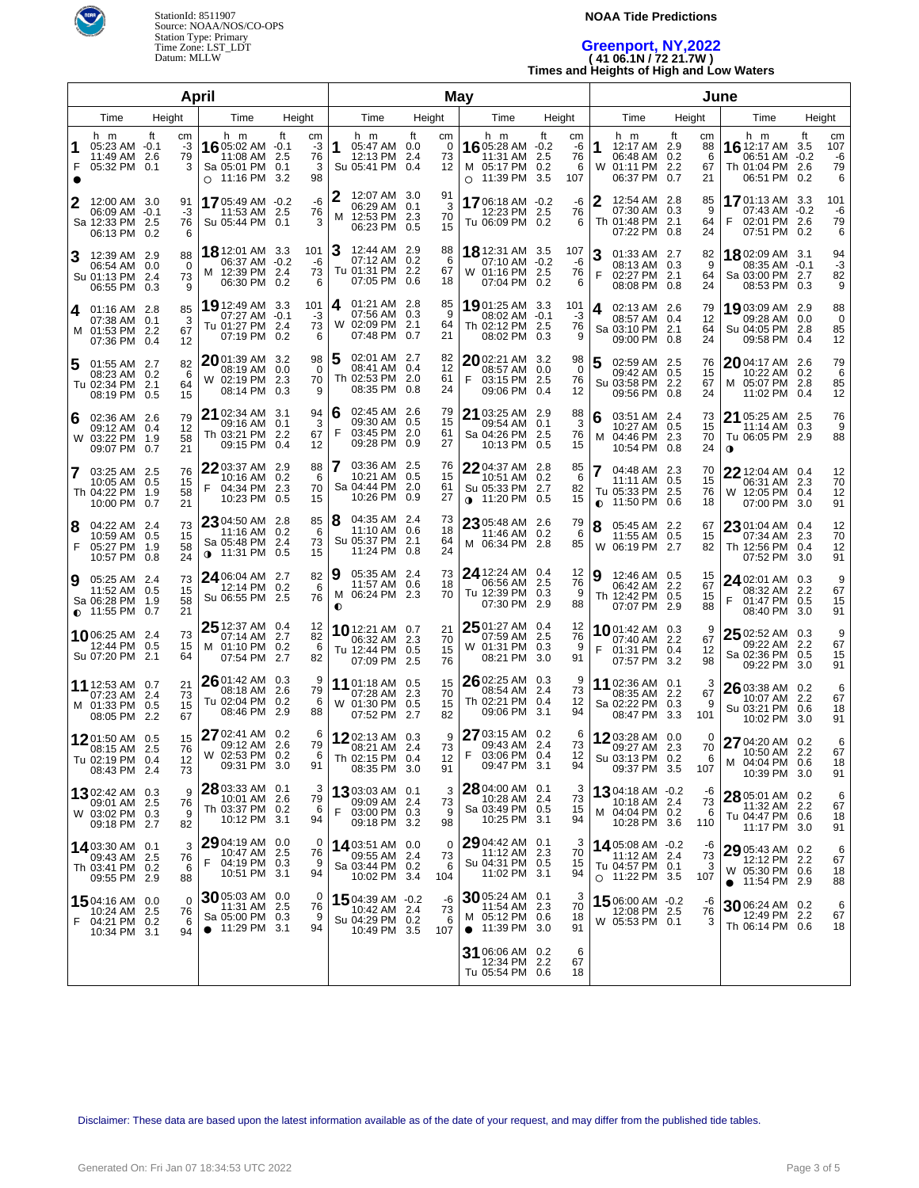StationId: 8511907
Source: NOAA/NOS/CO-OPS
Station Type: Primary
Time Zone: LST_LDT
Datum: MLLW

**NOAA Tide Predictions**

## Greenport, NY,2022
**( 41 06.1N / 72 21.7W )**
**Times and Heights of High and Low Waters**

### April

| Day | Time | Height (ft) | Height (cm) |
|---|---|---|---|
| 1 F ● | 05:23 AM | -0.1 | -3 |
| | 11:49 AM | 2.6 | 79 |
| | 05:32 PM | 0.1 | 3 |
| 2 Sa | 12:00 AM | 3.0 | 91 |
| | 06:09 AM | -0.1 | -3 |
| | 12:33 PM | 2.5 | 76 |
| | 06:13 PM | 0.2 | 6 |
| 3 Su | 12:39 AM | 2.9 | 88 |
| | 06:54 AM | 0.0 | 0 |
| | 01:13 PM | 2.4 | 73 |
| | 06:55 PM | 0.3 | 9 |
| 4 M | 01:16 AM | 2.8 | 85 |
| | 07:38 AM | 0.1 | 3 |
| | 01:53 PM | 2.2 | 67 |
| | 07:36 PM | 0.4 | 12 |
| 5 Tu | 01:55 AM | 2.7 | 82 |
| | 08:23 AM | 0.2 | 6 |
| | 02:34 PM | 2.1 | 64 |
| | 08:19 PM | 0.5 | 15 |
| 6 W | 02:36 AM | 2.6 | 79 |
| | 09:12 AM | 0.4 | 12 |
| | 03:22 PM | 1.9 | 58 |
| | 09:07 PM | 0.7 | 21 |
| 7 Th | 03:25 AM | 2.5 | 76 |
| | 10:05 AM | 0.5 | 15 |
| | 04:22 PM | 1.9 | 58 |
| | 10:00 PM | 0.7 | 21 |
| 8 F | 04:22 AM | 2.4 | 73 |
| | 10:59 AM | 0.5 | 15 |
| | 05:27 PM | 1.9 | 58 |
| | 10:57 PM | 0.8 | 24 |
| 9 Sa ◐ | 05:25 AM | 2.4 | 73 |
| | 11:52 AM | 0.5 | 15 |
| | 06:28 PM | 1.9 | 58 |
| | 11:55 PM | 0.7 | 21 |
| 10 Su | 06:25 AM | 2.4 | 73 |
| | 12:44 PM | 0.5 | 15 |
| | 07:20 PM | 2.1 | 64 |
| 11 M | 12:53 AM | 0.7 | 21 |
| | 07:23 AM | 2.4 | 73 |
| | 01:33 PM | 0.5 | 15 |
| | 08:05 PM | 2.2 | 67 |
| 12 Tu | 01:50 AM | 0.5 | 15 |
| | 08:15 AM | 2.5 | 76 |
| | 02:19 PM | 0.4 | 12 |
| | 08:43 PM | 2.4 | 73 |
| 13 W | 02:42 AM | 0.3 | 9 |
| | 09:01 AM | 2.5 | 76 |
| | 03:02 PM | 0.3 | 9 |
| | 09:18 PM | 2.7 | 82 |
| 14 Th | 03:30 AM | 0.1 | 3 |
| | 09:43 AM | 2.5 | 76 |
| | 03:41 PM | 0.2 | 6 |
| | 09:55 PM | 2.9 | 88 |
| 15 F | 04:16 AM | 0.0 | 0 |
| | 10:24 AM | 2.5 | 76 |
| | 04:21 PM | 0.2 | 6 |
| | 10:34 PM | 3.1 | 94 |
| 16 Sa ○ | 05:02 AM | -0.1 | -3 |
| | 11:08 AM | 2.5 | 76 |
| | 05:01 PM | 0.1 | 3 |
| | 11:16 PM | 3.2 | 98 |
| 17 Su | 05:49 AM | -0.2 | -6 |
| | 11:53 AM | 2.5 | 76 |
| | 05:44 PM | 0.1 | 3 |
| 18 M | 12:01 AM | 3.3 | 101 |
| | 06:37 AM | -0.2 | -6 |
| | 12:39 PM | 2.4 | 73 |
| | 06:30 PM | 0.2 | 6 |
| 19 Tu | 12:49 AM | 3.3 | 101 |
| | 07:27 AM | -0.1 | -3 |
| | 01:27 PM | 2.4 | 73 |
| | 07:19 PM | 0.2 | 6 |
| 20 W | 01:39 AM | 3.2 | 98 |
| | 08:19 AM | 0.0 | 0 |
| | 02:19 PM | 2.3 | 70 |
| | 08:14 PM | 0.3 | 9 |
| 21 Th | 02:34 AM | 3.1 | 94 |
| | 09:16 AM | 0.1 | 3 |
| | 03:21 PM | 2.2 | 67 |
| | 09:15 PM | 0.4 | 12 |
| 22 F | 03:37 AM | 2.9 | 88 |
| | 10:16 AM | 0.2 | 6 |
| | 04:34 PM | 2.3 | 70 |
| | 10:23 PM | 0.5 | 15 |
| 23 Sa ◑ | 04:50 AM | 2.8 | 85 |
| | 11:16 AM | 0.2 | 6 |
| | 05:48 PM | 2.4 | 73 |
| | 11:31 PM | 0.5 | 15 |
| 24 Su | 06:04 AM | 2.7 | 82 |
| | 12:14 PM | 0.2 | 6 |
| | 06:55 PM | 2.5 | 76 |
| 25 M | 12:37 AM | 0.4 | 12 |
| | 07:14 AM | 2.7 | 82 |
| | 01:10 PM | 0.2 | 6 |
| | 07:54 PM | 2.7 | 82 |
| 26 Tu | 01:42 AM | 0.3 | 9 |
| | 08:18 AM | 2.6 | 79 |
| | 02:04 PM | 0.2 | 6 |
| | 08:46 PM | 2.9 | 88 |
| 27 W | 02:41 AM | 0.2 | 6 |
| | 09:12 AM | 2.6 | 79 |
| | 02:53 PM | 0.2 | 6 |
| | 09:31 PM | 3.0 | 91 |
| 28 Th | 03:33 AM | 0.1 | 3 |
| | 10:01 AM | 2.6 | 79 |
| | 03:37 PM | 0.2 | 6 |
| | 10:12 PM | 3.1 | 94 |
| 29 F | 04:19 AM | 0.0 | 0 |
| | 10:47 AM | 2.5 | 76 |
| | 04:19 PM | 0.3 | 9 |
| | 10:51 PM | 3.1 | 94 |
| 30 Sa ● | 05:03 AM | 0.0 | 0 |
| | 11:31 AM | 2.5 | 76 |
| | 05:00 PM | 0.3 | 9 |
| | 11:29 PM | 3.1 | 94 |

### May

| Day | Time | Height (ft) | Height (cm) |
|---|---|---|---|
| 1 Su | 05:47 AM | 0.0 | 0 |
| | 12:13 PM | 2.4 | 73 |
| | 05:41 PM | 0.4 | 12 |
| 2 M | 12:07 AM | 3.0 | 91 |
| | 06:29 AM | 0.1 | 3 |
| | 12:53 PM | 2.3 | 70 |
| | 06:23 PM | 0.5 | 15 |
| 3 Tu | 12:44 AM | 2.9 | 88 |
| | 07:12 AM | 0.2 | 6 |
| | 01:31 PM | 2.2 | 67 |
| | 07:05 PM | 0.6 | 18 |
| 4 W | 01:21 AM | 2.8 | 85 |
| | 07:56 AM | 0.3 | 9 |
| | 02:09 PM | 2.1 | 64 |
| | 07:48 PM | 0.7 | 21 |
| 5 Th | 02:01 AM | 2.7 | 82 |
| | 08:41 AM | 0.4 | 12 |
| | 02:53 PM | 2.0 | 61 |
| | 08:35 PM | 0.8 | 24 |
| 6 F | 02:45 AM | 2.6 | 79 |
| | 09:30 AM | 0.5 | 15 |
| | 03:45 PM | 2.0 | 61 |
| | 09:28 PM | 0.9 | 27 |
| 7 Sa | 03:36 AM | 2.5 | 76 |
| | 10:21 AM | 0.5 | 15 |
| | 04:44 PM | 2.0 | 61 |
| | 10:26 PM | 0.9 | 27 |
| 8 Su | 04:35 AM | 2.4 | 73 |
| | 11:10 AM | 0.6 | 18 |
| | 05:37 PM | 2.1 | 64 |
| | 11:24 PM | 0.8 | 24 |
| 9 M ◐ | 05:35 AM | 2.4 | 73 |
| | 11:57 AM | 0.6 | 18 |
| | 06:24 PM | 2.3 | 70 |
| 10 Tu | 12:21 AM | 0.7 | 21 |
| | 06:32 AM | 2.3 | 70 |
| | 12:44 PM | 0.5 | 15 |
| | 07:09 PM | 2.5 | 76 |
| 11 W | 01:18 AM | 0.5 | 15 |
| | 07:28 AM | 2.3 | 70 |
| | 01:30 PM | 0.5 | 15 |
| | 07:52 PM | 2.7 | 82 |
| 12 Th | 02:13 AM | 0.3 | 9 |
| | 08:21 AM | 2.4 | 73 |
| | 02:15 PM | 0.4 | 12 |
| | 08:35 PM | 3.0 | 91 |
| 13 F | 03:03 AM | 0.1 | 3 |
| | 09:09 AM | 2.4 | 73 |
| | 03:00 PM | 0.3 | 9 |
| | 09:18 PM | 3.2 | 98 |
| 14 Sa | 03:51 AM | 0.0 | 0 |
| | 09:55 AM | 2.4 | 73 |
| | 03:44 PM | 0.2 | 6 |
| | 10:02 PM | 3.4 | 104 |
| 15 Su | 04:39 AM | -0.2 | -6 |
| | 10:42 AM | 2.4 | 73 |
| | 04:29 PM | 0.2 | 6 |
| | 10:49 PM | 3.5 | 107 |
| 16 M ○ | 05:28 AM | -0.2 | -6 |
| | 11:31 AM | 2.5 | 76 |
| | 05:17 PM | 0.2 | 6 |
| | 11:39 PM | 3.5 | 107 |
| 17 Tu | 06:18 AM | -0.2 | -6 |
| | 12:23 PM | 2.5 | 76 |
| | 06:09 PM | 0.2 | 6 |
| 18 W | 12:31 AM | 3.5 | 107 |
| | 07:10 AM | -0.2 | -6 |
| | 01:16 PM | 2.5 | 76 |
| | 07:04 PM | 0.2 | 6 |
| 19 Th | 01:25 AM | 3.3 | 101 |
| | 08:02 AM | -0.1 | -3 |
| | 02:12 PM | 2.5 | 76 |
| | 08:02 PM | 0.3 | 9 |
| 20 F | 02:21 AM | 3.2 | 98 |
| | 08:57 AM | 0.0 | 0 |
| | 03:15 PM | 2.5 | 76 |
| | 09:06 PM | 0.4 | 12 |
| 21 Sa | 03:25 AM | 2.9 | 88 |
| | 09:54 AM | 0.1 | 3 |
| | 04:26 PM | 2.5 | 76 |
| | 10:13 PM | 0.5 | 15 |
| 22 Su ◑ | 04:37 AM | 2.8 | 85 |
| | 10:51 AM | 0.2 | 6 |
| | 05:33 PM | 2.7 | 82 |
| | 11:20 PM | 0.5 | 15 |
| 23 M | 05:48 AM | 2.6 | 79 |
| | 11:46 AM | 0.2 | 6 |
| | 06:34 PM | 2.8 | 85 |
| 24 Tu | 12:24 AM | 0.4 | 12 |
| | 06:56 AM | 2.5 | 76 |
| | 12:39 PM | 0.3 | 9 |
| | 07:30 PM | 2.9 | 88 |
| 25 W | 01:27 AM | 0.4 | 12 |
| | 07:59 AM | 2.5 | 76 |
| | 01:31 PM | 0.3 | 9 |
| | 08:21 PM | 3.0 | 91 |
| 26 Th | 02:25 AM | 0.3 | 9 |
| | 08:54 AM | 2.4 | 73 |
| | 02:21 PM | 0.4 | 12 |
| | 09:06 PM | 3.1 | 94 |
| 27 F | 03:15 AM | 0.2 | 6 |
| | 09:43 AM | 2.4 | 73 |
| | 03:06 PM | 0.4 | 12 |
| | 09:47 PM | 3.1 | 94 |
| 28 Sa | 04:00 AM | 0.1 | 3 |
| | 10:28 AM | 2.4 | 73 |
| | 03:49 PM | 0.5 | 15 |
| | 10:25 PM | 3.1 | 94 |
| 29 Su | 04:42 AM | 0.1 | 3 |
| | 11:12 AM | 2.3 | 70 |
| | 04:31 PM | 0.5 | 15 |
| | 11:02 PM | 3.1 | 94 |
| 30 M ● | 05:24 AM | 0.1 | 3 |
| | 11:54 AM | 2.3 | 70 |
| | 05:12 PM | 0.6 | 18 |
| | 11:39 PM | 3.0 | 91 |
| 31 Tu | 06:06 AM | 0.2 | 6 |
| | 12:34 PM | 2.2 | 67 |
| | 05:54 PM | 0.6 | 18 |

### June

| Day | Time | Height (ft) | Height (cm) |
|---|---|---|---|
| 1 W | 12:17 AM | 2.9 | 88 |
| | 06:48 AM | 0.2 | 6 |
| | 01:11 PM | 2.2 | 67 |
| | 06:37 PM | 0.7 | 21 |
| 2 Th | 12:54 AM | 2.8 | 85 |
| | 07:30 AM | 0.3 | 9 |
| | 01:48 PM | 2.1 | 64 |
| | 07:22 PM | 0.8 | 24 |
| 3 F | 01:33 AM | 2.7 | 82 |
| | 08:13 AM | 0.3 | 9 |
| | 02:27 PM | 2.1 | 64 |
| | 08:08 PM | 0.8 | 24 |
| 4 Sa | 02:13 AM | 2.6 | 79 |
| | 08:57 AM | 0.4 | 12 |
| | 03:10 PM | 2.1 | 64 |
| | 09:00 PM | 0.8 | 24 |
| 5 Su | 02:59 AM | 2.5 | 76 |
| | 09:42 AM | 0.5 | 15 |
| | 03:58 PM | 2.2 | 67 |
| | 09:56 PM | 0.8 | 24 |
| 6 M | 03:51 AM | 2.4 | 73 |
| | 10:27 AM | 0.5 | 15 |
| | 04:46 PM | 2.3 | 70 |
| | 10:54 PM | 0.8 | 24 |
| 7 Tu ◐ | 04:48 AM | 2.3 | 70 |
| | 11:11 AM | 0.5 | 15 |
| | 05:33 PM | 2.5 | 76 |
| | 11:50 PM | 0.6 | 18 |
| 8 W | 05:45 AM | 2.2 | 67 |
| | 11:55 AM | 0.5 | 15 |
| | 06:19 PM | 2.7 | 82 |
| 9 Th | 12:46 AM | 0.5 | 15 |
| | 06:42 AM | 2.2 | 67 |
| | 12:42 PM | 0.5 | 15 |
| | 07:07 PM | 2.9 | 88 |
| 10 F | 01:42 AM | 0.3 | 9 |
| | 07:40 AM | 2.2 | 67 |
| | 01:31 PM | 0.4 | 12 |
| | 07:57 PM | 3.2 | 98 |
| 11 Sa | 02:36 AM | 0.1 | 3 |
| | 08:35 AM | 2.2 | 67 |
| | 02:22 PM | 0.3 | 9 |
| | 08:47 PM | 3.3 | 101 |
| 12 Su | 03:28 AM | 0.0 | 0 |
| | 09:27 AM | 2.3 | 70 |
| | 03:13 PM | 0.2 | 6 |
| | 09:37 PM | 3.5 | 107 |
| 13 M | 04:18 AM | -0.2 | -6 |
| | 10:18 AM | 2.4 | 73 |
| | 04:04 PM | 0.2 | 6 |
| | 10:28 PM | 3.6 | 110 |
| 14 Tu ○ | 05:08 AM | -0.2 | -6 |
| | 11:12 AM | 2.4 | 73 |
| | 04:57 PM | 0.1 | 3 |
| | 11:22 PM | 3.5 | 107 |
| 15 W | 06:00 AM | -0.2 | -6 |
| | 12:08 PM | 2.5 | 76 |
| | 05:53 PM | 0.1 | 3 |
| 16 Th | 12:17 AM | 3.5 | 107 |
| | 06:51 AM | -0.2 | -6 |
| | 01:04 PM | 2.6 | 79 |
| | 06:51 PM | 0.2 | 6 |
| 17 F | 01:13 AM | 3.3 | 101 |
| | 07:43 AM | -0.2 | -6 |
| | 02:01 PM | 2.6 | 79 |
| | 07:51 PM | 0.2 | 6 |
| 18 Sa | 02:09 AM | 3.1 | 94 |
| | 08:35 AM | -0.1 | -3 |
| | 03:00 PM | 2.7 | 82 |
| | 08:53 PM | 0.3 | 9 |
| 19 Su | 03:09 AM | 2.9 | 88 |
| | 09:28 AM | 0.0 | 0 |
| | 04:05 PM | 2.8 | 85 |
| | 09:58 PM | 0.4 | 12 |
| 20 M | 04:17 AM | 2.6 | 79 |
| | 10:22 AM | 0.2 | 6 |
| | 05:07 PM | 2.8 | 85 |
| | 11:02 PM | 0.4 | 12 |
| 21 Tu ◑ | 05:25 AM | 2.5 | 76 |
| | 11:14 AM | 0.3 | 9 |
| | 06:05 PM | 2.9 | 88 |
| 22 W | 12:04 AM | 0.4 | 12 |
| | 06:31 AM | 2.3 | 70 |
| | 12:05 PM | 0.4 | 12 |
| | 07:00 PM | 3.0 | 91 |
| 23 Th | 01:04 AM | 0.4 | 12 |
| | 07:34 AM | 2.3 | 70 |
| | 12:56 PM | 0.4 | 12 |
| | 07:52 PM | 3.0 | 91 |
| 24 F | 02:01 AM | 0.3 | 9 |
| | 08:32 AM | 2.2 | 67 |
| | 01:47 PM | 0.5 | 15 |
| | 08:40 PM | 3.0 | 91 |
| 25 Sa | 02:52 AM | 0.3 | 9 |
| | 09:22 AM | 2.2 | 67 |
| | 02:36 PM | 0.5 | 15 |
| | 09:22 PM | 3.0 | 91 |
| 26 Su | 03:38 AM | 0.2 | 6 |
| | 10:07 AM | 2.2 | 67 |
| | 03:21 PM | 0.6 | 18 |
| | 10:02 PM | 3.0 | 91 |
| 27 M | 04:20 AM | 0.2 | 6 |
| | 10:50 AM | 2.2 | 67 |
| | 04:04 PM | 0.6 | 18 |
| | 10:39 PM | 3.0 | 91 |
| 28 Tu | 05:01 AM | 0.2 | 6 |
| | 11:32 AM | 2.2 | 67 |
| | 04:47 PM | 0.6 | 18 |
| | 11:17 PM | 3.0 | 91 |
| 29 W ● | 05:43 AM | 0.2 | 6 |
| | 12:12 PM | 2.2 | 67 |
| | 05:30 PM | 0.6 | 18 |
| | 11:54 PM | 2.9 | 88 |
| 30 Th | 06:24 AM | 0.2 | 6 |
| | 12:49 PM | 2.2 | 67 |
| | 06:14 PM | 0.6 | 18 |

Disclaimer: These data are based upon the latest information available as of the date of your request, and may differ from the published tide tables.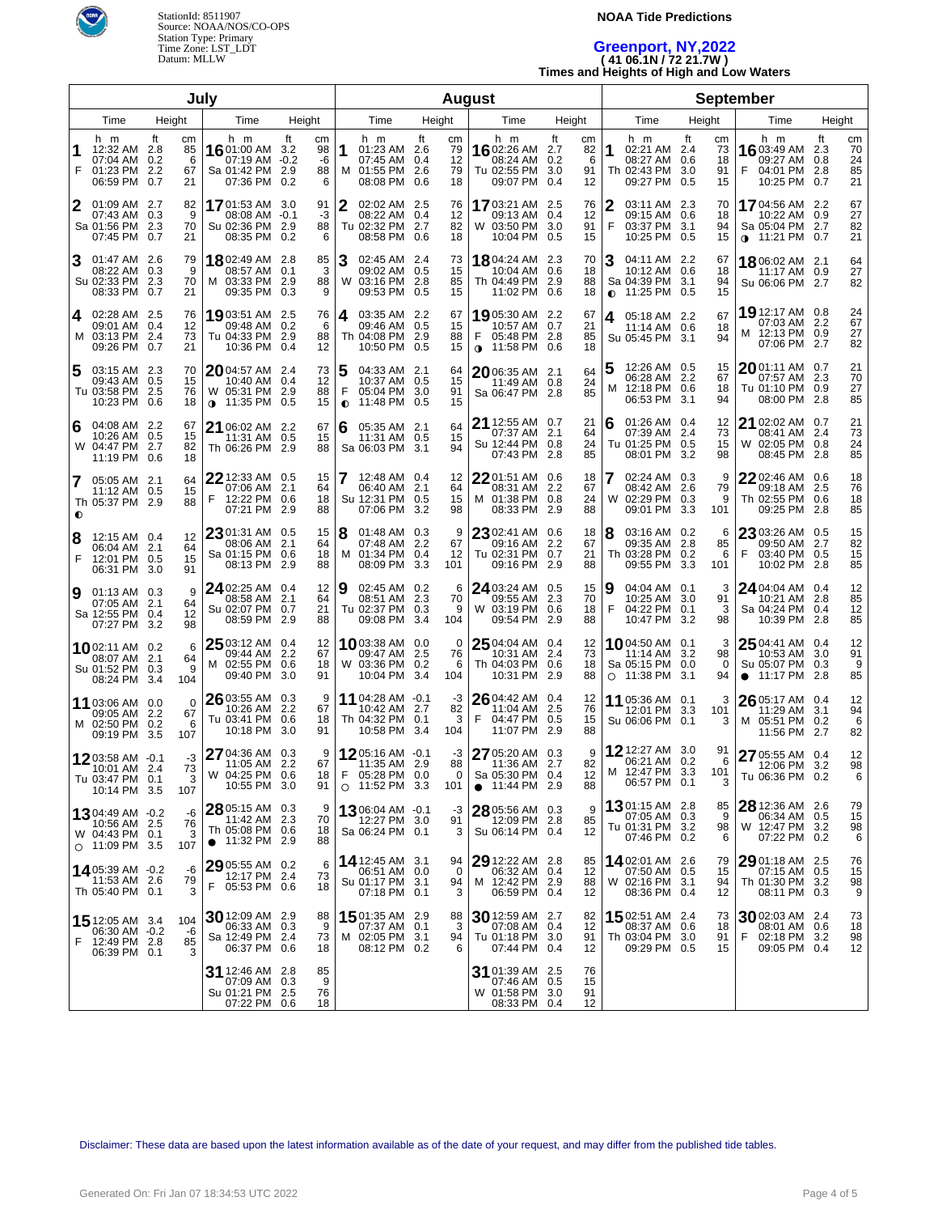StationId: 8511907
Source: NOAA/NOS/CO-OPS
Station Type: Primary
Time Zone: LST_LDT
Datum: MLLW

**NOAA Tide Predictions**

# Greenport, NY,2022

**( 41 06.1N / 72 21.7W )**

**Times and Heights of High and Low Waters**

## July

| Day | Time | Height (ft) | Height (cm) |
|---|---|---|---|
| 1 F | 12:32 AM | 2.8 | 85 |
| | 07:04 AM | 0.2 | 6 |
| | 01:23 PM | 2.2 | 67 |
| | 06:59 PM | 0.7 | 21 |
| 2 Sa | 01:09 AM | 2.7 | 82 |
| | 07:43 AM | 0.3 | 9 |
| | 01:56 PM | 2.3 | 70 |
| | 07:45 PM | 0.7 | 21 |
| 3 Su | 01:47 AM | 2.6 | 79 |
| | 08:22 AM | 0.3 | 9 |
| | 02:33 PM | 2.3 | 70 |
| | 08:33 PM | 0.7 | 21 |
| 4 M | 02:28 AM | 2.5 | 76 |
| | 09:01 AM | 0.4 | 12 |
| | 03:13 PM | 2.4 | 73 |
| | 09:26 PM | 0.7 | 21 |
| 5 Tu | 03:15 AM | 2.3 | 70 |
| | 09:43 AM | 0.5 | 15 |
| | 03:58 PM | 2.5 | 76 |
| | 10:23 PM | 0.6 | 18 |
| 6 W | 04:08 AM | 2.2 | 67 |
| | 10:26 AM | 0.5 | 15 |
| | 04:47 PM | 2.7 | 82 |
| | 11:19 PM | 0.6 | 18 |
| 7 Th ◐ | 05:05 AM | 2.1 | 64 |
| | 11:12 AM | 0.5 | 15 |
| | 05:37 PM | 2.9 | 88 |
| 8 F | 12:15 AM | 0.4 | 12 |
| | 06:04 AM | 2.1 | 64 |
| | 12:01 PM | 0.5 | 15 |
| | 06:31 PM | 3.0 | 91 |
| 9 Sa | 01:13 AM | 0.3 | 9 |
| | 07:05 AM | 2.1 | 64 |
| | 12:55 PM | 0.4 | 12 |
| | 07:27 PM | 3.2 | 98 |
| 10 Su | 02:11 AM | 0.2 | 6 |
| | 08:07 AM | 2.1 | 64 |
| | 01:52 PM | 0.3 | 9 |
| | 08:24 PM | 3.4 | 104 |
| 11 M | 03:06 AM | 0.0 | 0 |
| | 09:05 AM | 2.2 | 67 |
| | 02:50 PM | 0.2 | 6 |
| | 09:19 PM | 3.5 | 107 |
| 12 Tu | 03:58 AM | -0.1 | -3 |
| | 10:01 AM | 2.4 | 73 |
| | 03:47 PM | 0.1 | 3 |
| | 10:14 PM | 3.5 | 107 |
| 13 W ○ | 04:49 AM | -0.2 | -6 |
| | 10:56 AM | 2.5 | 76 |
| | 04:43 PM | 0.1 | 3 |
| | 11:09 PM | 3.5 | 107 |
| 14 Th | 05:39 AM | -0.2 | -6 |
| | 11:53 AM | 2.6 | 79 |
| | 05:40 PM | 0.1 | 3 |
| 15 F | 12:05 AM | 3.4 | 104 |
| | 06:30 AM | -0.2 | -6 |
| | 12:49 PM | 2.8 | 85 |
| | 06:39 PM | 0.1 | 3 |
| 16 Sa | 01:00 AM | 3.2 | 98 |
| | 07:19 AM | -0.2 | -6 |
| | 01:42 PM | 2.9 | 88 |
| | 07:36 PM | 0.2 | 6 |
| 17 Su | 01:53 AM | 3.0 | 91 |
| | 08:08 AM | -0.1 | -3 |
| | 02:36 PM | 2.9 | 88 |
| | 08:35 PM | 0.2 | 6 |
| 18 M | 02:49 AM | 2.8 | 85 |
| | 08:57 AM | 0.1 | 3 |
| | 03:33 PM | 2.9 | 88 |
| | 09:35 PM | 0.3 | 9 |
| 19 Tu | 03:51 AM | 2.5 | 76 |
| | 09:48 AM | 0.2 | 6 |
| | 04:33 PM | 2.9 | 88 |
| | 10:36 PM | 0.4 | 12 |
| 20 W ◑ | 04:57 AM | 2.4 | 73 |
| | 10:40 AM | 0.4 | 12 |
| | 05:31 PM | 2.9 | 88 |
| | 11:35 PM | 0.5 | 15 |
| 21 Th | 06:02 AM | 2.2 | 67 |
| | 11:31 AM | 0.5 | 15 |
| | 06:26 PM | 2.9 | 88 |
| 22 F | 12:33 AM | 0.5 | 15 |
| | 07:06 AM | 2.1 | 64 |
| | 12:22 PM | 0.6 | 18 |
| | 07:21 PM | 2.9 | 88 |
| 23 Sa | 01:31 AM | 0.5 | 15 |
| | 08:06 AM | 2.1 | 64 |
| | 01:15 PM | 0.6 | 18 |
| | 08:13 PM | 2.9 | 88 |
| 24 Su | 02:25 AM | 0.4 | 12 |
| | 08:58 AM | 2.1 | 64 |
| | 02:07 PM | 0.7 | 21 |
| | 08:59 PM | 2.9 | 88 |
| 25 M | 03:12 AM | 0.4 | 12 |
| | 09:44 AM | 2.2 | 67 |
| | 02:55 PM | 0.6 | 18 |
| | 09:40 PM | 3.0 | 91 |
| 26 Tu | 03:55 AM | 0.3 | 9 |
| | 10:26 AM | 2.2 | 67 |
| | 03:41 PM | 0.6 | 18 |
| | 10:18 PM | 3.0 | 91 |
| 27 W | 04:36 AM | 0.3 | 9 |
| | 11:05 AM | 2.2 | 67 |
| | 04:25 PM | 0.6 | 18 |
| | 10:55 PM | 3.0 | 91 |
| 28 Th ● | 05:15 AM | 0.3 | 9 |
| | 11:42 AM | 2.3 | 70 |
| | 05:08 PM | 0.6 | 18 |
| | 11:32 PM | 2.9 | 88 |
| 29 F | 05:55 AM | 0.2 | 6 |
| | 12:17 PM | 2.4 | 73 |
| | 05:53 PM | 0.6 | 18 |
| 30 Sa | 12:09 AM | 2.9 | 88 |
| | 06:33 AM | 0.3 | 9 |
| | 12:49 PM | 2.4 | 73 |
| | 06:37 PM | 0.6 | 18 |
| 31 Su | 12:46 AM | 2.8 | 85 |
| | 07:09 AM | 0.3 | 9 |
| | 01:21 PM | 2.5 | 76 |
| | 07:22 PM | 0.6 | 18 |

## August

| Day | Time | Height (ft) | Height (cm) |
|---|---|---|---|
| 1 M | 01:23 AM | 2.6 | 79 |
| | 07:45 AM | 0.4 | 12 |
| | 01:55 PM | 2.6 | 79 |
| | 08:08 PM | 0.6 | 18 |
| 2 Tu | 02:02 AM | 2.5 | 76 |
| | 08:22 AM | 0.4 | 12 |
| | 02:32 PM | 2.7 | 82 |
| | 08:58 PM | 0.6 | 18 |
| 3 W | 02:45 AM | 2.4 | 73 |
| | 09:02 AM | 0.5 | 15 |
| | 03:16 PM | 2.8 | 85 |
| | 09:53 PM | 0.5 | 15 |
| 4 Th | 03:35 AM | 2.2 | 67 |
| | 09:46 AM | 0.5 | 15 |
| | 04:08 PM | 2.9 | 88 |
| | 10:50 PM | 0.5 | 15 |
| 5 F ◐ | 04:33 AM | 2.1 | 64 |
| | 10:37 AM | 0.5 | 15 |
| | 05:04 PM | 3.0 | 91 |
| | 11:48 PM | 0.5 | 15 |
| 6 Sa | 05:35 AM | 2.1 | 64 |
| | 11:31 AM | 0.5 | 15 |
| | 06:03 PM | 3.1 | 94 |
| 7 Su | 12:48 AM | 0.4 | 12 |
| | 06:40 AM | 2.1 | 64 |
| | 12:31 PM | 0.5 | 15 |
| | 07:06 PM | 3.2 | 98 |
| 8 M | 01:48 AM | 0.3 | 9 |
| | 07:48 AM | 2.2 | 67 |
| | 01:34 PM | 0.4 | 12 |
| | 08:09 PM | 3.3 | 101 |
| 9 Tu | 02:45 AM | 0.2 | 6 |
| | 08:51 AM | 2.3 | 70 |
| | 02:37 PM | 0.3 | 9 |
| | 09:08 PM | 3.4 | 104 |
| 10 W | 03:38 AM | 0.0 | 0 |
| | 09:47 AM | 2.5 | 76 |
| | 03:36 PM | 0.2 | 6 |
| | 10:04 PM | 3.4 | 104 |
| 11 Th | 04:28 AM | -0.1 | -3 |
| | 10:42 AM | 2.7 | 82 |
| | 04:32 PM | 0.1 | 3 |
| | 10:58 PM | 3.4 | 104 |
| 12 F ○ | 05:16 AM | -0.1 | -3 |
| | 11:35 AM | 2.9 | 88 |
| | 05:28 PM | 0.0 | 0 |
| | 11:52 PM | 3.3 | 101 |
| 13 Sa | 06:04 AM | -0.1 | -3 |
| | 12:27 PM | 3.0 | 91 |
| | 06:24 PM | 0.1 | 3 |
| 14 Su | 12:45 AM | 3.1 | 94 |
| | 06:51 AM | 0.0 | 0 |
| | 01:17 PM | 3.1 | 94 |
| | 07:18 PM | 0.1 | 3 |
| 15 M | 01:35 AM | 2.9 | 88 |
| | 07:37 AM | 0.1 | 3 |
| | 02:05 PM | 3.1 | 94 |
| | 08:12 PM | 0.2 | 6 |
| 16 Tu | 02:26 AM | 2.7 | 82 |
| | 08:24 AM | 0.2 | 6 |
| | 02:55 PM | 3.0 | 91 |
| | 09:07 PM | 0.4 | 12 |
| 17 W | 03:21 AM | 2.5 | 76 |
| | 09:13 AM | 0.4 | 12 |
| | 03:50 PM | 3.0 | 91 |
| | 10:04 PM | 0.5 | 15 |
| 18 Th | 04:24 AM | 2.3 | 70 |
| | 10:04 AM | 0.6 | 18 |
| | 04:49 PM | 2.9 | 88 |
| | 11:02 PM | 0.6 | 18 |
| 19 F ◑ | 05:30 AM | 2.2 | 67 |
| | 10:57 AM | 0.7 | 21 |
| | 05:48 PM | 2.8 | 85 |
| | 11:58 PM | 0.6 | 18 |
| 20 Sa | 06:35 AM | 2.1 | 64 |
| | 11:49 AM | 0.8 | 24 |
| | 06:47 PM | 2.8 | 85 |
| 21 Su | 12:55 AM | 0.7 | 21 |
| | 07:37 AM | 2.1 | 64 |
| | 12:44 PM | 0.8 | 24 |
| | 07:43 PM | 2.8 | 85 |
| 22 M | 01:51 AM | 0.6 | 18 |
| | 08:31 AM | 2.2 | 67 |
| | 01:38 PM | 0.8 | 24 |
| | 08:33 PM | 2.9 | 88 |
| 23 Tu | 02:41 AM | 0.6 | 18 |
| | 09:16 AM | 2.2 | 67 |
| | 02:31 PM | 0.7 | 21 |
| | 09:16 PM | 2.9 | 88 |
| 24 W | 03:24 AM | 0.5 | 15 |
| | 09:55 AM | 2.3 | 70 |
| | 03:19 PM | 0.6 | 18 |
| | 09:54 PM | 2.9 | 88 |
| 25 Th | 04:04 AM | 0.4 | 12 |
| | 10:31 AM | 2.4 | 73 |
| | 04:03 PM | 0.6 | 18 |
| | 10:31 PM | 2.9 | 88 |
| 26 F | 04:42 AM | 0.4 | 12 |
| | 11:04 AM | 2.5 | 76 |
| | 04:47 PM | 0.5 | 15 |
| | 11:07 PM | 2.9 | 88 |
| 27 Sa ● | 05:20 AM | 0.3 | 9 |
| | 11:36 AM | 2.7 | 82 |
| | 05:30 PM | 0.4 | 12 |
| | 11:44 PM | 2.9 | 88 |
| 28 Su | 05:56 AM | 0.3 | 9 |
| | 12:09 PM | 2.8 | 85 |
| | 06:14 PM | 0.4 | 12 |
| 29 M | 12:22 AM | 2.8 | 85 |
| | 06:32 AM | 0.4 | 12 |
| | 12:42 PM | 2.9 | 88 |
| | 06:59 PM | 0.4 | 12 |
| 30 Tu | 12:59 AM | 2.7 | 82 |
| | 07:08 AM | 0.4 | 12 |
| | 01:18 PM | 3.0 | 91 |
| | 07:44 PM | 0.4 | 12 |
| 31 W | 01:39 AM | 2.5 | 76 |
| | 07:46 AM | 0.5 | 15 |
| | 01:58 PM | 3.0 | 91 |
| | 08:33 PM | 0.4 | 12 |

## September

| Day | Time | Height (ft) | Height (cm) |
|---|---|---|---|
| 1 Th | 02:21 AM | 2.4 | 73 |
| | 08:27 AM | 0.6 | 18 |
| | 02:43 PM | 3.0 | 91 |
| | 09:27 PM | 0.5 | 15 |
| 2 F | 03:11 AM | 2.3 | 70 |
| | 09:15 AM | 0.6 | 18 |
| | 03:37 PM | 3.1 | 94 |
| | 10:25 PM | 0.5 | 15 |
| 3 Sa ◐ | 04:11 AM | 2.2 | 67 |
| | 10:12 AM | 0.6 | 18 |
| | 04:39 PM | 3.1 | 94 |
| | 11:25 PM | 0.5 | 15 |
| 4 Su | 05:18 AM | 2.2 | 67 |
| | 11:14 AM | 0.6 | 18 |
| | 05:45 PM | 3.1 | 94 |
| 5 M | 12:26 AM | 0.5 | 15 |
| | 06:28 AM | 2.2 | 67 |
| | 12:18 PM | 0.6 | 18 |
| | 06:53 PM | 3.1 | 94 |
| 6 Tu | 01:26 AM | 0.4 | 12 |
| | 07:39 AM | 2.4 | 73 |
| | 01:25 PM | 0.5 | 15 |
| | 08:01 PM | 3.2 | 98 |
| 7 W | 02:24 AM | 0.3 | 9 |
| | 08:42 AM | 2.6 | 79 |
| | 02:29 PM | 0.3 | 9 |
| | 09:01 PM | 3.3 | 101 |
| 8 Th | 03:16 AM | 0.2 | 6 |
| | 09:35 AM | 2.8 | 85 |
| | 03:28 PM | 0.2 | 6 |
| | 09:55 PM | 3.3 | 101 |
| 9 F | 04:04 AM | 0.1 | 3 |
| | 10:25 AM | 3.0 | 91 |
| | 04:22 PM | 0.1 | 3 |
| | 10:47 PM | 3.2 | 98 |
| 10 Sa ○ | 04:50 AM | 0.1 | 3 |
| | 11:14 AM | 3.2 | 98 |
| | 05:15 PM | 0.0 | 0 |
| | 11:38 PM | 3.1 | 94 |
| 11 Su | 05:36 AM | 0.1 | 3 |
| | 12:01 PM | 3.3 | 101 |
| | 06:06 PM | 0.1 | 3 |
| 12 M | 12:27 AM | 3.0 | 91 |
| | 06:21 AM | 0.2 | 6 |
| | 12:47 PM | 3.3 | 101 |
| | 06:57 PM | 0.1 | 3 |
| 13 Tu | 01:15 AM | 2.8 | 85 |
| | 07:05 AM | 0.3 | 9 |
| | 01:31 PM | 3.2 | 98 |
| | 07:46 PM | 0.2 | 6 |
| 14 W | 02:01 AM | 2.6 | 79 |
| | 07:50 AM | 0.5 | 15 |
| | 02:16 PM | 3.1 | 94 |
| | 08:36 PM | 0.4 | 12 |
| 15 Th | 02:51 AM | 2.4 | 73 |
| | 08:37 AM | 0.6 | 18 |
| | 03:04 PM | 3.0 | 91 |
| | 09:29 PM | 0.5 | 15 |
| 16 F | 03:49 AM | 2.3 | 70 |
| | 09:27 AM | 0.8 | 24 |
| | 04:01 PM | 2.8 | 85 |
| | 10:25 PM | 0.7 | 21 |
| 17 Sa ◑ | 04:56 AM | 2.2 | 67 |
| | 10:22 AM | 0.9 | 27 |
| | 05:04 PM | 2.7 | 82 |
| | 11:21 PM | 0.7 | 21 |
| 18 Su | 06:02 AM | 2.1 | 64 |
| | 11:17 AM | 0.9 | 27 |
| | 06:06 PM | 2.7 | 82 |
| 19 M | 12:17 AM | 0.8 | 24 |
| | 07:03 AM | 2.2 | 67 |
| | 12:13 PM | 0.9 | 27 |
| | 07:06 PM | 2.7 | 82 |
| 20 Tu | 01:11 AM | 0.7 | 21 |
| | 07:57 AM | 2.3 | 70 |
| | 01:10 PM | 0.9 | 27 |
| | 08:00 PM | 2.8 | 85 |
| 21 W | 02:02 AM | 0.7 | 21 |
| | 08:41 AM | 2.4 | 73 |
| | 02:05 PM | 0.8 | 24 |
| | 08:45 PM | 2.8 | 85 |
| 22 Th | 02:46 AM | 0.6 | 18 |
| | 09:18 AM | 2.5 | 76 |
| | 02:55 PM | 0.6 | 18 |
| | 09:25 PM | 2.8 | 85 |
| 23 F | 03:26 AM | 0.5 | 15 |
| | 09:50 AM | 2.7 | 82 |
| | 03:40 PM | 0.5 | 15 |
| | 10:02 PM | 2.8 | 85 |
| 24 Sa | 04:04 AM | 0.4 | 12 |
| | 10:21 AM | 2.8 | 85 |
| | 04:24 PM | 0.4 | 12 |
| | 10:39 PM | 2.8 | 85 |
| 25 Su ● | 04:41 AM | 0.4 | 12 |
| | 10:53 AM | 3.0 | 91 |
| | 05:07 PM | 0.3 | 9 |
| | 11:17 PM | 2.8 | 85 |
| 26 M | 05:17 AM | 0.4 | 12 |
| | 11:29 AM | 3.1 | 94 |
| | 05:51 PM | 0.2 | 6 |
| | 11:56 PM | 2.7 | 82 |
| 27 Tu | 05:55 AM | 0.4 | 12 |
| | 12:06 PM | 3.2 | 98 |
| | 06:36 PM | 0.2 | 6 |
| 28 W | 12:36 AM | 2.6 | 79 |
| | 06:34 AM | 0.5 | 15 |
| | 12:47 PM | 3.2 | 98 |
| | 07:22 PM | 0.2 | 6 |
| 29 Th | 01:18 AM | 2.5 | 76 |
| | 07:15 AM | 0.5 | 15 |
| | 01:30 PM | 3.2 | 98 |
| | 08:11 PM | 0.3 | 9 |
| 30 F | 02:03 AM | 2.4 | 73 |
| | 08:01 AM | 0.6 | 18 |
| | 02:18 PM | 3.2 | 98 |
| | 09:05 PM | 0.4 | 12 |

Disclaimer: These data are based upon the latest information available as of the date of your request, and may differ from the published tide tables.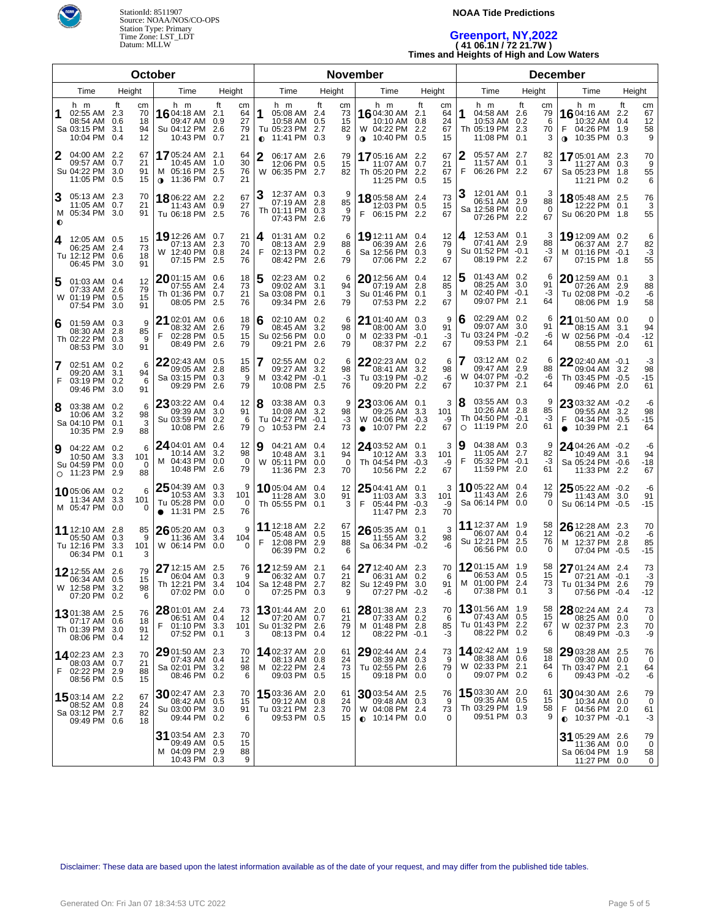StationId: 8511907
Source: NOAA/NOS/CO-OPS
Station Type: Primary
Time Zone: LST_LDT
Datum: MLLW

**NOAA Tide Predictions**

# Greenport, NY,2022

**( 41 06.1N / 72 21.7W )**

**Times and Heights of High and Low Waters**

## October

| Day | Time (h m) | Height (ft) | Height (cm) |
|---|---|---|---|
| 1 Sa | 02:55 AM | 2.3 | 70 |
| | 08:54 AM | 0.6 | 18 |
| | 03:15 PM | 3.1 | 94 |
| | 10:04 PM | 0.4 | 12 |
| 2 Su | 04:00 AM | 2.2 | 67 |
| | 09:57 AM | 0.7 | 21 |
| | 04:22 PM | 3.0 | 91 |
| | 11:05 PM | 0.5 | 15 |
| 3 M ◐ | 05:13 AM | 2.3 | 70 |
| | 11:05 AM | 0.7 | 21 |
| | 05:34 PM | 3.0 | 91 |
| 4 Tu | 12:05 AM | 0.5 | 15 |
| | 06:25 AM | 2.4 | 73 |
| | 12:12 PM | 0.6 | 18 |
| | 06:45 PM | 3.0 | 91 |
| 5 W | 01:03 AM | 0.4 | 12 |
| | 07:33 AM | 2.6 | 79 |
| | 01:19 PM | 0.5 | 15 |
| | 07:54 PM | 3.0 | 91 |
| 6 Th | 01:59 AM | 0.3 | 9 |
| | 08:30 AM | 2.8 | 85 |
| | 02:22 PM | 0.3 | 9 |
| | 08:53 PM | 3.0 | 91 |
| 7 F | 02:51 AM | 0.2 | 6 |
| | 09:20 AM | 3.1 | 94 |
| | 03:19 PM | 0.2 | 6 |
| | 09:46 PM | 3.0 | 91 |
| 8 Sa | 03:38 AM | 0.2 | 6 |
| | 10:06 AM | 3.2 | 98 |
| | 04:10 PM | 0.1 | 3 |
| | 10:35 PM | 2.9 | 88 |
| 9 Su ○ | 04:22 AM | 0.2 | 6 |
| | 10:50 AM | 3.3 | 101 |
| | 04:59 PM | 0.0 | 0 |
| | 11:23 PM | 2.9 | 88 |
| 10 M | 05:06 AM | 0.2 | 6 |
| | 11:34 AM | 3.3 | 101 |
| | 05:47 PM | 0.0 | 0 |
| 11 Tu | 12:10 AM | 2.8 | 85 |
| | 05:50 AM | 0.3 | 9 |
| | 12:16 PM | 3.3 | 101 |
| | 06:34 PM | 0.1 | 3 |
| 12 W | 12:55 AM | 2.6 | 79 |
| | 06:34 AM | 0.5 | 15 |
| | 12:58 PM | 3.2 | 98 |
| | 07:20 PM | 0.2 | 6 |
| 13 Th | 01:38 AM | 2.5 | 76 |
| | 07:17 AM | 0.6 | 18 |
| | 01:39 PM | 3.0 | 91 |
| | 08:06 PM | 0.4 | 12 |
| 14 F | 02:23 AM | 2.3 | 70 |
| | 08:03 AM | 0.7 | 21 |
| | 02:22 PM | 2.9 | 88 |
| | 08:56 PM | 0.5 | 15 |
| 15 Sa | 03:14 AM | 2.2 | 67 |
| | 08:52 AM | 0.8 | 24 |
| | 03:12 PM | 2.7 | 82 |
| | 09:49 PM | 0.6 | 18 |
| 16 Su | 04:18 AM | 2.1 | 64 |
| | 09:47 AM | 0.9 | 27 |
| | 04:12 PM | 2.6 | 79 |
| | 10:43 PM | 0.7 | 21 |
| 17 M | 05:24 AM | 2.1 | 64 |
| | 10:45 AM | 1.0 | 30 |
| | 05:16 PM | 2.5 | 76 |
| ◑ | 11:36 PM | 0.7 | 21 |
| 18 Tu | 06:22 AM | 2.2 | 67 |
| | 11:43 AM | 0.9 | 27 |
| | 06:18 PM | 2.5 | 76 |
| 19 W | 12:26 AM | 0.7 | 21 |
| | 07:13 AM | 2.3 | 70 |
| | 12:40 PM | 0.8 | 24 |
| | 07:15 PM | 2.5 | 76 |
| 20 Th | 01:15 AM | 0.6 | 18 |
| | 07:55 AM | 2.4 | 73 |
| | 01:36 PM | 0.7 | 21 |
| | 08:05 PM | 2.5 | 76 |
| 21 F | 02:01 AM | 0.6 | 18 |
| | 08:32 AM | 2.6 | 79 |
| | 02:28 PM | 0.5 | 15 |
| | 08:49 PM | 2.6 | 79 |
| 22 Sa | 02:43 AM | 0.5 | 15 |
| | 09:05 AM | 2.8 | 85 |
| | 03:15 PM | 0.3 | 9 |
| | 09:29 PM | 2.6 | 79 |
| 23 Su | 03:22 AM | 0.4 | 12 |
| | 09:39 AM | 3.0 | 91 |
| | 03:59 PM | 0.2 | 6 |
| | 10:08 PM | 2.6 | 79 |
| 24 M | 04:01 AM | 0.4 | 12 |
| | 10:14 AM | 3.2 | 98 |
| | 04:43 PM | 0.0 | 0 |
| | 10:48 PM | 2.6 | 79 |
| 25 Tu | 04:39 AM | 0.3 | 9 |
| | 10:53 AM | 3.3 | 101 |
| | 05:28 PM | 0.0 | 0 |
| ● | 11:31 PM | 2.5 | 76 |
| 26 W | 05:20 AM | 0.3 | 9 |
| | 11:36 AM | 3.4 | 104 |
| | 06:14 PM | 0.0 | 0 |
| 27 Th | 12:15 AM | 2.5 | 76 |
| | 06:04 AM | 0.3 | 9 |
| | 12:21 PM | 3.4 | 104 |
| | 07:02 PM | 0.0 | 0 |
| 28 F | 01:01 AM | 2.4 | 73 |
| | 06:51 AM | 0.4 | 12 |
| | 01:10 PM | 3.3 | 101 |
| | 07:52 PM | 0.1 | 3 |
| 29 Sa | 01:50 AM | 2.3 | 70 |
| | 07:43 AM | 0.4 | 12 |
| | 02:01 PM | 3.2 | 98 |
| | 08:46 PM | 0.2 | 6 |
| 30 Su | 02:47 AM | 2.3 | 70 |
| | 08:42 AM | 0.5 | 15 |
| | 03:00 PM | 3.0 | 91 |
| | 09:44 PM | 0.2 | 6 |
| 31 M | 03:54 AM | 2.3 | 70 |
| | 09:49 AM | 0.5 | 15 |
| | 04:09 PM | 2.9 | 88 |
| | 10:43 PM | 0.3 | 9 |

## November

| Day | Time (h m) | Height (ft) | Height (cm) |
|---|---|---|---|
| 1 Tu | 05:08 AM | 2.4 | 73 |
| | 10:58 AM | 0.5 | 15 |
| | 05:23 PM | 2.7 | 82 |
| ◐ | 11:41 PM | 0.3 | 9 |
| 2 W | 06:17 AM | 2.6 | 79 |
| | 12:06 PM | 0.5 | 15 |
| | 06:35 PM | 2.7 | 82 |
| 3 Th | 12:37 AM | 0.3 | 9 |
| | 07:19 AM | 2.8 | 85 |
| | 01:11 PM | 0.3 | 9 |
| | 07:43 PM | 2.6 | 79 |
| 4 F | 01:31 AM | 0.2 | 6 |
| | 08:13 AM | 2.9 | 88 |
| | 02:13 PM | 0.2 | 6 |
| | 08:42 PM | 2.6 | 79 |
| 5 Sa | 02:23 AM | 0.2 | 6 |
| | 09:02 AM | 3.1 | 94 |
| | 03:08 PM | 0.1 | 3 |
| | 09:34 PM | 2.6 | 79 |
| 6 Su | 02:10 AM | 0.2 | 6 |
| | 08:45 AM | 3.2 | 98 |
| | 02:56 PM | 0.0 | 0 |
| | 09:21 PM | 2.6 | 79 |
| 7 M | 02:55 AM | 0.2 | 6 |
| | 09:27 AM | 3.2 | 98 |
| | 03:42 PM | -0.1 | -3 |
| | 10:08 PM | 2.5 | 76 |
| 8 Tu | 03:38 AM | 0.3 | 9 |
| | 10:08 AM | 3.2 | 98 |
| | 04:27 PM | -0.1 | -3 |
| ○ | 10:53 PM | 2.4 | 73 |
| 9 W | 04:21 AM | 0.4 | 12 |
| | 10:48 AM | 3.1 | 94 |
| | 05:11 PM | 0.0 | 0 |
| | 11:36 PM | 2.3 | 70 |
| 10 Th | 05:04 AM | 0.4 | 12 |
| | 11:28 AM | 3.0 | 91 |
| | 05:55 PM | 0.1 | 3 |
| 11 F | 12:18 AM | 2.2 | 67 |
| | 05:48 AM | 0.5 | 15 |
| | 12:08 PM | 2.9 | 88 |
| | 06:39 PM | 0.2 | 6 |
| 12 Sa | 12:59 AM | 2.1 | 64 |
| | 06:32 AM | 0.7 | 21 |
| | 12:48 PM | 2.7 | 82 |
| | 07:25 PM | 0.3 | 9 |
| 13 Su | 01:44 AM | 2.0 | 61 |
| | 07:20 AM | 0.7 | 21 |
| | 01:32 PM | 2.6 | 79 |
| | 08:13 PM | 0.4 | 12 |
| 14 M | 02:37 AM | 2.0 | 61 |
| | 08:13 AM | 0.8 | 24 |
| | 02:22 PM | 2.4 | 73 |
| | 09:03 PM | 0.5 | 15 |
| 15 Tu | 03:36 AM | 2.0 | 61 |
| | 09:12 AM | 0.8 | 24 |
| | 03:21 PM | 2.3 | 70 |
| | 09:53 PM | 0.5 | 15 |
| 16 W | 04:30 AM | 2.1 | 64 |
| | 10:10 AM | 0.8 | 24 |
| | 04:22 PM | 2.2 | 67 |
| ◑ | 10:40 PM | 0.5 | 15 |
| 17 Th | 05:16 AM | 2.2 | 67 |
| | 11:07 AM | 0.7 | 21 |
| | 05:20 PM | 2.2 | 67 |
| | 11:25 PM | 0.5 | 15 |
| 18 F | 05:58 AM | 2.4 | 73 |
| | 12:03 PM | 0.5 | 15 |
| | 06:15 PM | 2.2 | 67 |
| 19 Sa | 12:11 AM | 0.4 | 12 |
| | 06:39 AM | 2.6 | 79 |
| | 12:56 PM | 0.3 | 9 |
| | 07:06 PM | 2.2 | 67 |
| 20 Su | 12:56 AM | 0.4 | 12 |
| | 07:19 AM | 2.8 | 85 |
| | 01:46 PM | 0.1 | 3 |
| | 07:53 PM | 2.2 | 67 |
| 21 M | 01:40 AM | 0.3 | 9 |
| | 08:00 AM | 3.0 | 91 |
| | 02:33 PM | -0.1 | -3 |
| | 08:37 PM | 2.2 | 67 |
| 22 Tu | 02:23 AM | 0.2 | 6 |
| | 08:41 AM | 3.2 | 98 |
| | 03:19 PM | -0.2 | -6 |
| | 09:20 PM | 2.2 | 67 |
| 23 W | 03:06 AM | 0.1 | 3 |
| | 09:25 AM | 3.3 | 101 |
| | 04:06 PM | -0.3 | -9 |
| ● | 10:07 PM | 2.2 | 67 |
| 24 Th | 03:52 AM | 0.1 | 3 |
| | 10:12 AM | 3.3 | 101 |
| | 04:54 PM | -0.3 | -9 |
| | 10:56 PM | 2.2 | 67 |
| 25 F | 04:41 AM | 0.1 | 3 |
| | 11:03 AM | 3.3 | 101 |
| | 05:44 PM | -0.3 | -9 |
| | 11:47 PM | 2.3 | 70 |
| 26 Sa | 05:35 AM | 0.1 | 3 |
| | 11:55 AM | 3.2 | 98 |
| | 06:34 PM | -0.2 | -6 |
| 27 Su | 12:40 AM | 2.3 | 70 |
| | 06:31 AM | 0.2 | 6 |
| | 12:49 PM | 3.0 | 91 |
| | 07:27 PM | -0.2 | -6 |
| 28 M | 01:38 AM | 2.3 | 70 |
| | 07:33 AM | 0.2 | 6 |
| | 01:48 PM | 2.8 | 85 |
| | 08:22 PM | -0.1 | -3 |
| 29 Tu | 02:44 AM | 2.4 | 73 |
| | 08:39 AM | 0.3 | 9 |
| | 02:55 PM | 2.6 | 79 |
| | 09:18 PM | 0.0 | 0 |
| 30 W | 03:54 AM | 2.5 | 76 |
| | 09:48 AM | 0.3 | 9 |
| | 04:08 PM | 2.4 | 73 |
| ◐ | 10:14 PM | 0.0 | 0 |

## December

| Day | Time (h m) | Height (ft) | Height (cm) |
|---|---|---|---|
| 1 Th | 04:58 AM | 2.6 | 79 |
| | 10:53 AM | 0.2 | 6 |
| | 05:19 PM | 2.3 | 70 |
| | 11:08 PM | 0.1 | 3 |
| 2 F | 05:57 AM | 2.7 | 82 |
| | 11:57 AM | 0.1 | 3 |
| | 06:26 PM | 2.2 | 67 |
| 3 Sa | 12:01 AM | 0.1 | 3 |
| | 06:51 AM | 2.9 | 88 |
| | 12:58 PM | 0.0 | 0 |
| | 07:26 PM | 2.2 | 67 |
| 4 Su | 12:53 AM | 0.1 | 3 |
| | 07:41 AM | 2.9 | 88 |
| | 01:52 PM | -0.1 | -3 |
| | 08:19 PM | 2.2 | 67 |
| 5 M | 01:43 AM | 0.2 | 6 |
| | 08:25 AM | 3.0 | 91 |
| | 02:40 PM | -0.1 | -3 |
| | 09:07 PM | 2.1 | 64 |
| 6 Tu | 02:29 AM | 0.2 | 6 |
| | 09:07 AM | 3.0 | 91 |
| | 03:24 PM | -0.2 | -6 |
| | 09:53 PM | 2.1 | 64 |
| 7 W | 03:12 AM | 0.2 | 6 |
| | 09:47 AM | 2.9 | 88 |
| | 04:07 PM | -0.2 | -6 |
| | 10:37 PM | 2.1 | 64 |
| 8 Th | 03:55 AM | 0.3 | 9 |
| | 10:26 AM | 2.8 | 85 |
| | 04:50 PM | -0.1 | -3 |
| ○ | 11:19 PM | 2.0 | 61 |
| 9 F | 04:38 AM | 0.3 | 9 |
| | 11:05 AM | 2.7 | 82 |
| | 05:32 PM | -0.1 | -3 |
| | 11:59 PM | 2.0 | 61 |
| 10 Sa | 05:22 AM | 0.4 | 12 |
| | 11:43 AM | 2.6 | 79 |
| | 06:14 PM | 0.0 | 0 |
| 11 Su | 12:37 AM | 1.9 | 58 |
| | 06:07 AM | 0.4 | 12 |
| | 12:21 PM | 2.5 | 76 |
| | 06:56 PM | 0.0 | 0 |
| 12 M | 01:15 AM | 1.9 | 58 |
| | 06:53 AM | 0.5 | 15 |
| | 01:00 PM | 2.4 | 73 |
| | 07:38 PM | 0.1 | 3 |
| 13 Tu | 01:56 AM | 1.9 | 58 |
| | 07:43 AM | 0.5 | 15 |
| | 01:43 PM | 2.2 | 67 |
| | 08:22 PM | 0.2 | 6 |
| 14 W | 02:42 AM | 1.9 | 58 |
| | 08:38 AM | 0.6 | 18 |
| | 02:33 PM | 2.1 | 64 |
| | 09:07 PM | 0.2 | 6 |
| 15 Th | 03:30 AM | 2.0 | 61 |
| | 09:35 AM | 0.5 | 15 |
| | 03:29 PM | 1.9 | 58 |
| | 09:51 PM | 0.3 | 9 |
| 16 F | 04:16 AM | 2.2 | 67 |
| | 10:32 AM | 0.4 | 12 |
| | 04:26 PM | 1.9 | 58 |
| ◑ | 10:35 PM | 0.3 | 9 |
| 17 Sa | 05:01 AM | 2.3 | 70 |
| | 11:27 AM | 0.3 | 9 |
| | 05:23 PM | 1.8 | 55 |
| | 11:21 PM | 0.2 | 6 |
| 18 Su | 05:48 AM | 2.5 | 76 |
| | 12:22 PM | 0.1 | 3 |
| | 06:20 PM | 1.8 | 55 |
| 19 M | 12:09 AM | 0.2 | 6 |
| | 06:37 AM | 2.7 | 82 |
| | 01:16 PM | -0.1 | -3 |
| | 07:15 PM | 1.8 | 55 |
| 20 Tu | 12:59 AM | 0.1 | 3 |
| | 07:26 AM | 2.9 | 88 |
| | 02:08 PM | -0.2 | -6 |
| | 08:06 PM | 1.9 | 58 |
| 21 W | 01:50 AM | 0.0 | 0 |
| | 08:15 AM | 3.1 | 94 |
| | 02:56 PM | -0.4 | -12 |
| | 08:55 PM | 2.0 | 61 |
| 22 Th | 02:40 AM | -0.1 | -3 |
| | 09:04 AM | 3.2 | 98 |
| | 03:45 PM | -0.5 | -15 |
| | 09:46 PM | 2.0 | 61 |
| 23 F | 03:32 AM | -0.2 | -6 |
| | 09:55 AM | 3.2 | 98 |
| | 04:34 PM | -0.5 | -15 |
| ● | 10:39 PM | 2.1 | 64 |
| 24 Sa | 04:26 AM | -0.2 | -6 |
| | 10:49 AM | 3.1 | 94 |
| | 05:24 PM | -0.6 | -18 |
| | 11:33 PM | 2.2 | 67 |
| 25 Su | 05:22 AM | -0.2 | -6 |
| | 11:43 AM | 3.0 | 91 |
| | 06:14 PM | -0.5 | -15 |
| 26 M | 12:28 AM | 2.3 | 70 |
| | 06:21 AM | -0.2 | -6 |
| | 12:37 PM | 2.8 | 85 |
| | 07:04 PM | -0.5 | -15 |
| 27 Tu | 01:24 AM | 2.4 | 73 |
| | 07:21 AM | -0.1 | -3 |
| | 01:34 PM | 2.6 | 79 |
| | 07:56 PM | -0.4 | -12 |
| 28 W | 02:24 AM | 2.4 | 73 |
| | 08:25 AM | 0.0 | 0 |
| | 02:37 PM | 2.3 | 70 |
| | 08:49 PM | -0.3 | -9 |
| 29 Th | 03:28 AM | 2.5 | 76 |
| | 09:30 AM | 0.0 | 0 |
| | 03:47 PM | 2.1 | 64 |
| | 09:43 PM | -0.2 | -6 |
| 30 F | 04:30 AM | 2.6 | 79 |
| | 10:34 AM | 0.0 | 0 |
| | 04:56 PM | 2.0 | 61 |
| ◐ | 10:37 PM | -0.1 | -3 |
| 31 Sa | 05:29 AM | 2.6 | 79 |
| | 11:36 AM | 0.0 | 0 |
| | 06:04 PM | 1.9 | 58 |
| | 11:27 PM | 0.0 | 0 |

Disclaimer: These data are based upon the latest information available as of the date of your request, and may differ from the published tide tables.